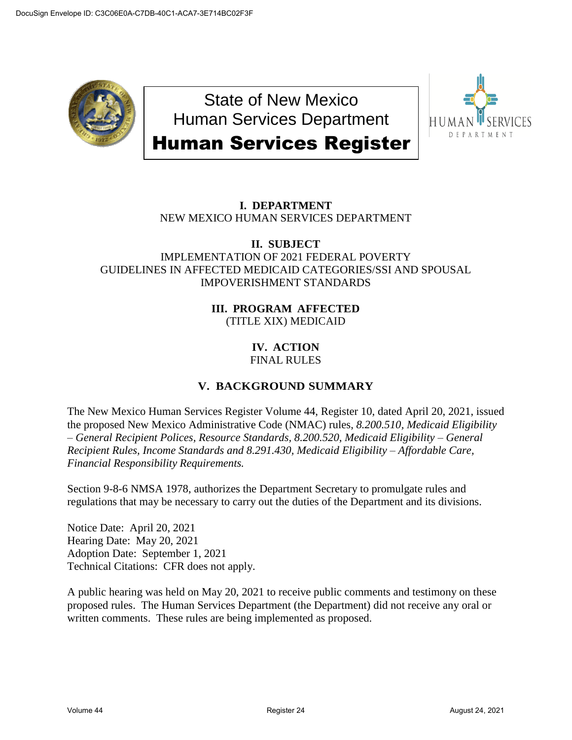# State of New Mexico Human Services Department

# Human Services Register

## I. DEPARTMENT

NEW MEXICO HUMAN SERVICES DEPARTMENT

## II. SUBJECT

IMPLEMENTATION OF 2021 FEDERAL POVERTY GUIDELINES IN AFFECTED MEDICAID CATEGORIES/SSI AND SPOUSAL IMPOVERISHMENT STANDARDS

## III. PROGRAM AFFECTED

(TITLE XIX) MEDICAID

## IV. ACTION

FINAL RULES

## V. BACKGROUND SUMMARY

The New Mexico Human Services Register Volume 44, Register 10, dated April 20, 2021, issued the proposed New Mexico Administrative Code (NMAC) rules, *8.200.510, Medicaid Eligibility – General Recipient Polices, Resource Standards, 8.200.520, Medicaid Eligibility – General Recipient Rules, Income Standards and 8.291.430, Medicaid Eligibility – Affordable Care, Financial Responsibility Requirements.*

Section 9-8-6 NMSA 1978, authorizes the Department Secretary to promulgate rules and regulations that may be necessary to carry out the duties of the Department and its divisions.

Notice Date: April 20, 2021
Hearing Date: May 20, 2021
Adoption Date: September 1, 2021
Technical Citations: CFR does not apply.

A public hearing was held on May 20, 2021 to receive public comments and testimony on these proposed rules. The Human Services Department (the Department) did not receive any oral or written comments. These rules are being implemented as proposed.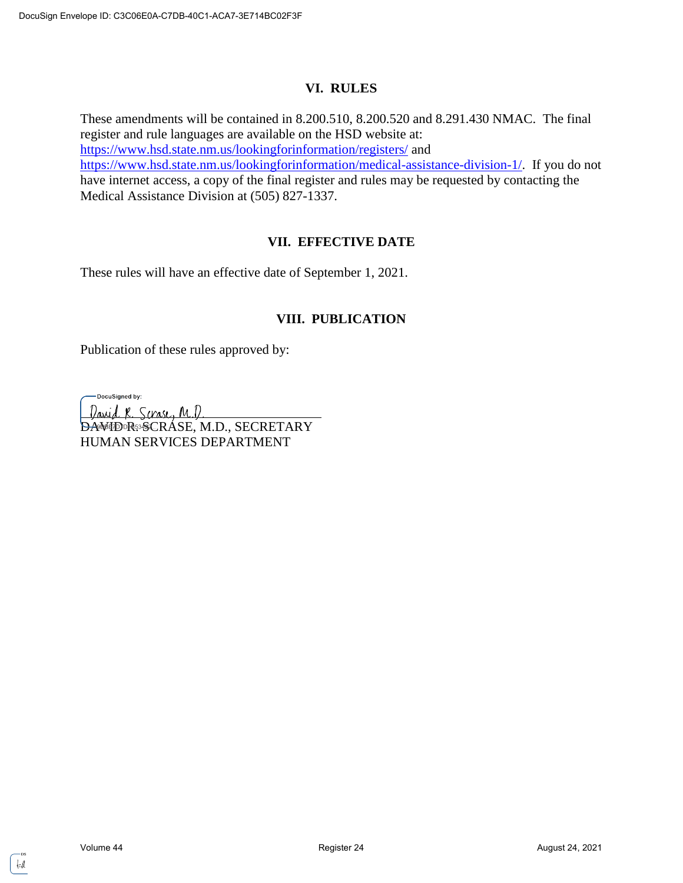## VI. RULES

These amendments will be contained in 8.200.510, 8.200.520 and 8.291.430 NMAC. The final register and rule languages are available on the HSD website at: https://www.hsd.state.nm.us/lookingforinformation/registers/ and https://www.hsd.state.nm.us/lookingforinformation/medical-assistance-division-1/. If you do not have internet access, a copy of the final register and rules may be requested by contacting the Medical Assistance Division at (505) 827-1337.

## VII. EFFECTIVE DATE

These rules will have an effective date of September 1, 2021.

## VIII. PUBLICATION

Publication of these rules approved by:

DocuSigned by:
David R. Scrase, M.D.

DAVID R. SCRASE, M.D., SECRETARY
HUMAN SERVICES DEPARTMENT